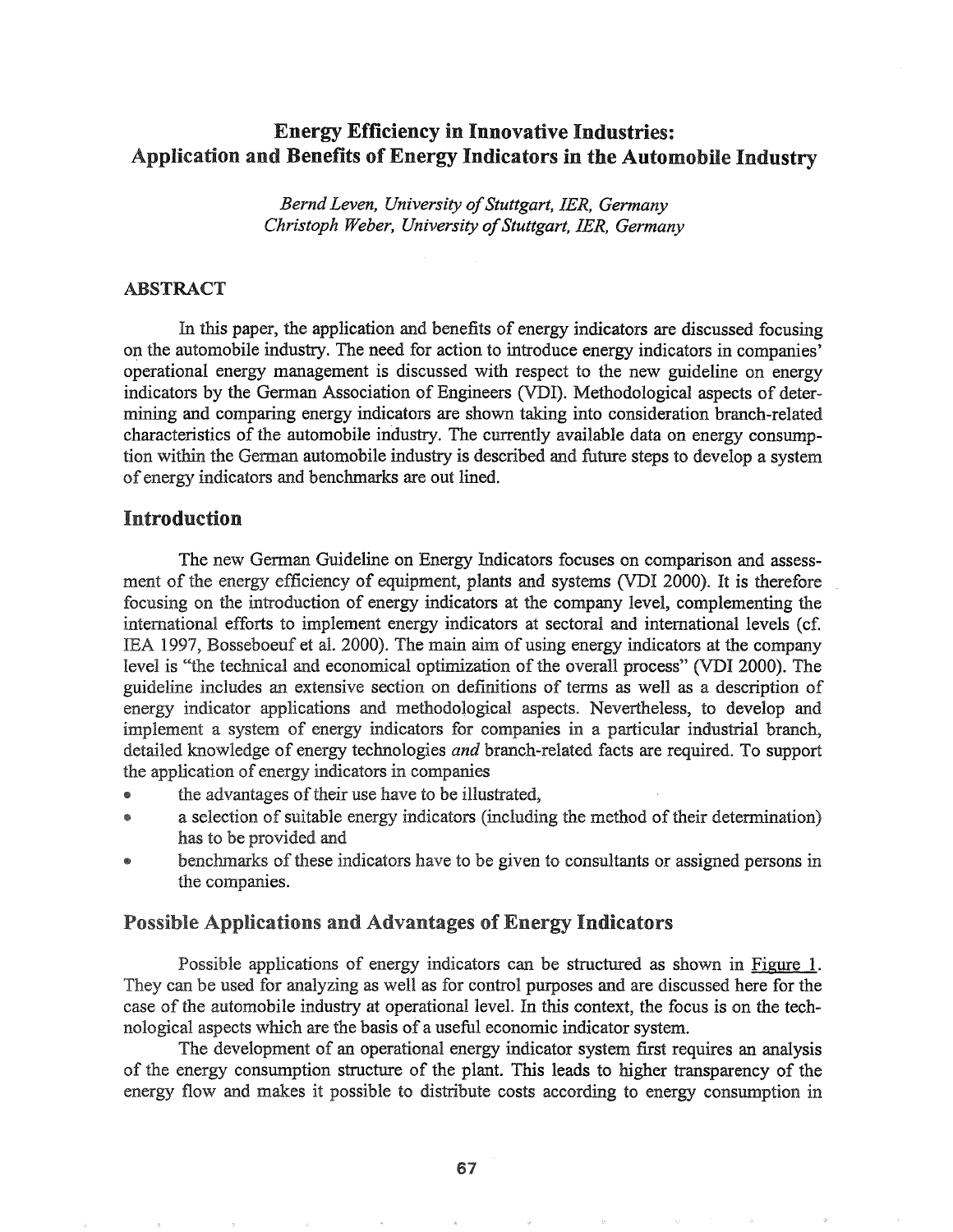# Energy Efficiency in Innovative Industries: Application and Benefits of Energy Indicators in the Automobile Industry

*Bernd Leven, University of Stuttgart, IER, Germany*
*Christoph Weber, University of Stuttgart, IER, Germany*

## ABSTRACT

In this paper, the application and benefits of energy indicators are discussed focusing on the automobile industry. The need for action to introduce energy indicators in companies' operational energy management is discussed with respect to the new guideline on energy indicators by the German Association of Engineers (VDI). Methodological aspects of determining and comparing energy indicators are shown taking into consideration branch-related characteristics of the automobile industry. The currently available data on energy consumption within the German automobile industry is described and future steps to develop a system of energy indicators and benchmarks are out lined.

## Introduction

The new German Guideline on Energy Indicators focuses on comparison and assessment of the energy efficiency of equipment, plants and systems (VDI 2000). It is therefore focusing on the introduction of energy indicators at the company level, complementing the international efforts to implement energy indicators at sectoral and international levels (cf. IEA 1997, Bosseboeuf et al. 2000). The main aim of using energy indicators at the company level is "the technical and economical optimization of the overall process" (VDI 2000). The guideline includes an extensive section on definitions of terms as well as a description of energy indicator applications and methodological aspects. Nevertheless, to develop and implement a system of energy indicators for companies in a particular industrial branch, detailed knowledge of energy technologies *and* branch-related facts are required. To support the application of energy indicators in companies

- the advantages of their use have to be illustrated,
- a selection of suitable energy indicators (including the method of their determination) has to be provided and
- benchmarks of these indicators have to be given to consultants or assigned persons in the companies.

## Possible Applications and Advantages of Energy Indicators

Possible applications of energy indicators can be structured as shown in Figure 1. They can be used for analyzing as well as for control purposes and are discussed here for the case of the automobile industry at operational level. In this context, the focus is on the technological aspects which are the basis of a useful economic indicator system.

The development of an operational energy indicator system first requires an analysis of the energy consumption structure of the plant. This leads to higher transparency of the energy flow and makes it possible to distribute costs according to energy consumption in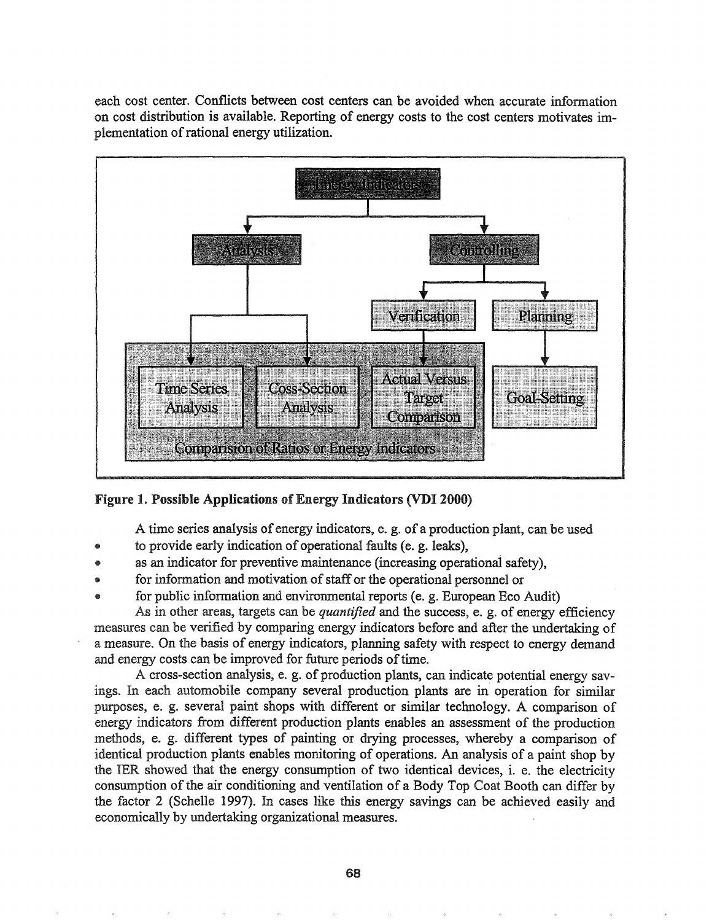each cost center. Conflicts between cost centers can be avoided when accurate information on cost distribution is available. Reporting of energy costs to the cost centers motivates implementation of rational energy utilization.

**Figure 1. Possible Applications of Energy Indicators (VDI 2000)**

A time series analysis of energy indicators, e. g. of a production plant, can be used

- to provide early indication of operational faults (e. g. leaks),
- as an indicator for preventive maintenance (increasing operational safety),
- for information and motivation of staff or the operational personnel or
- for public information and environmental reports (e. g. European Eco Audit)

As in other areas, targets can be *quantified* and the success, e. g. of energy efficiency measures can be verified by comparing energy indicators before and after the undertaking of a measure. On the basis of energy indicators, planning safety with respect to energy demand and energy costs can be improved for future periods of time.

A cross-section analysis, e. g. of production plants, can indicate potential energy savings. In each automobile company several production plants are in operation for similar purposes, e. g. several paint shops with different or similar technology. A comparison of energy indicators from different production plants enables an assessment of the production methods, e. g. different types of painting or drying processes, whereby a comparison of identical production plants enables monitoring of operations. An analysis of a paint shop by the IER showed that the energy consumption of two identical devices, i. e. the electricity consumption of the air conditioning and ventilation of a Body Top Coat Booth can differ by the factor 2 (Schelle 1997). In cases like this energy savings can be achieved easily and economically by undertaking organizational measures.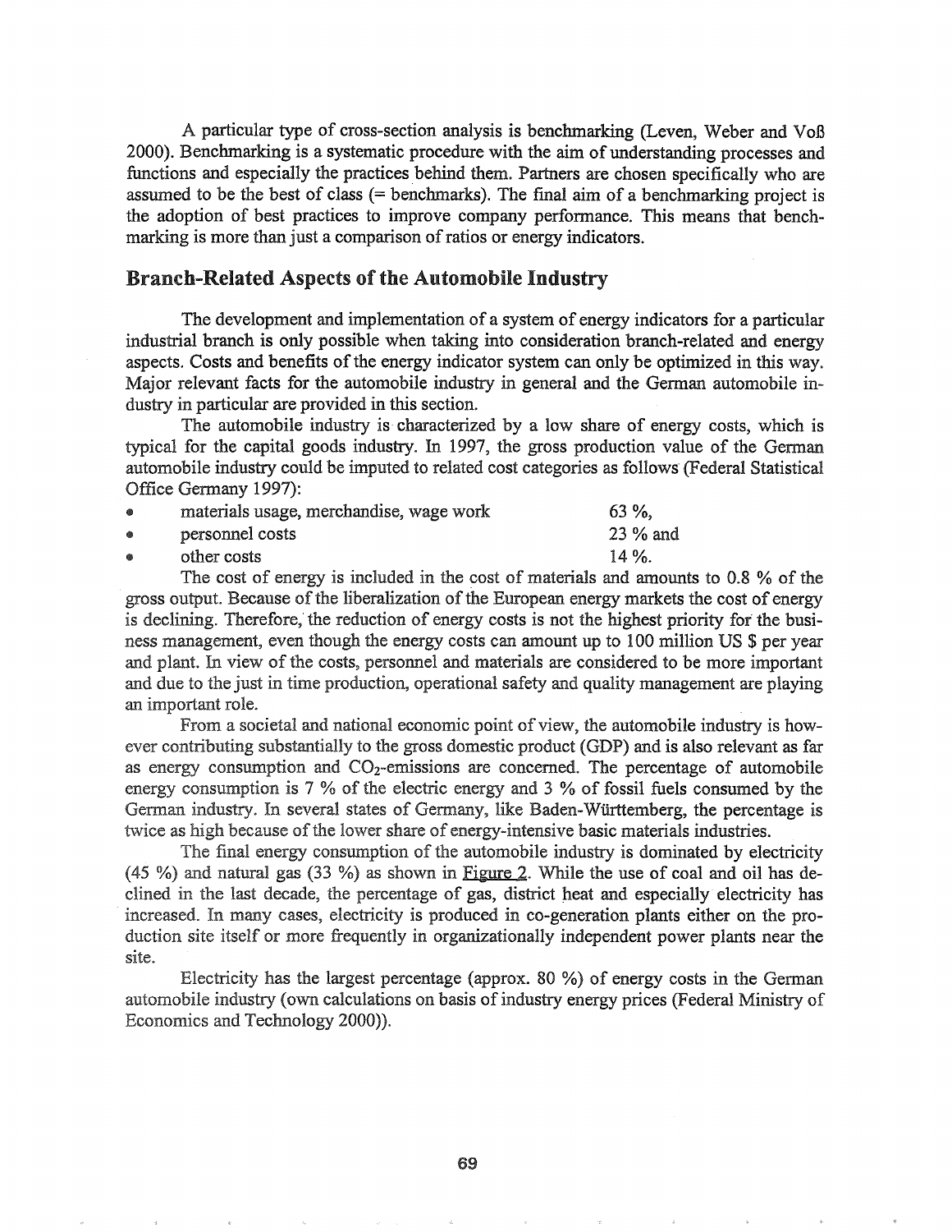A particular type of cross-section analysis is benchmarking (Leven, Weber and Voß 2000). Benchmarking is a systematic procedure with the aim of understanding processes and functions and especially the practices behind them. Partners are chosen specifically who are assumed to be the best of class (= benchmarks). The final aim of a benchmarking project is the adoption of best practices to improve company performance. This means that benchmarking is more than just a comparison of ratios or energy indicators.

## Branch-Related Aspects of the Automobile Industry

The development and implementation of a system of energy indicators for a particular industrial branch is only possible when taking into consideration branch-related and energy aspects. Costs and benefits of the energy indicator system can only be optimized in this way. Major relevant facts for the automobile industry in general and the German automobile industry in particular are provided in this section.

The automobile industry is characterized by a low share of energy costs, which is typical for the capital goods industry. In 1997, the gross production value of the German automobile industry could be imputed to related cost categories as follows (Federal Statistical Office Germany 1997):

- materials usage, merchandise, wage work 63 %,
- personnel costs 23 % and
- other costs 14 %.

The cost of energy is included in the cost of materials and amounts to 0.8 % of the gross output. Because of the liberalization of the European energy markets the cost of energy is declining. Therefore, the reduction of energy costs is not the highest priority for the business management, even though the energy costs can amount up to 100 million US $ per year and plant. In view of the costs, personnel and materials are considered to be more important and due to the just in time production, operational safety and quality management are playing an important role.

From a societal and national economic point of view, the automobile industry is however contributing substantially to the gross domestic product (GDP) and is also relevant as far as energy consumption and $CO_2$-emissions are concerned. The percentage of automobile energy consumption is 7 % of the electric energy and 3 % of fossil fuels consumed by the German industry. In several states of Germany, like Baden-Württemberg, the percentage is twice as high because of the lower share of energy-intensive basic materials industries.

The final energy consumption of the automobile industry is dominated by electricity (45 %) and natural gas (33 %) as shown in Figure 2. While the use of coal and oil has declined in the last decade, the percentage of gas, district heat and especially electricity has increased. In many cases, electricity is produced in co-generation plants either on the production site itself or more frequently in organizationally independent power plants near the site.

Electricity has the largest percentage (approx. 80 %) of energy costs in the German automobile industry (own calculations on basis of industry energy prices (Federal Ministry of Economics and Technology 2000)).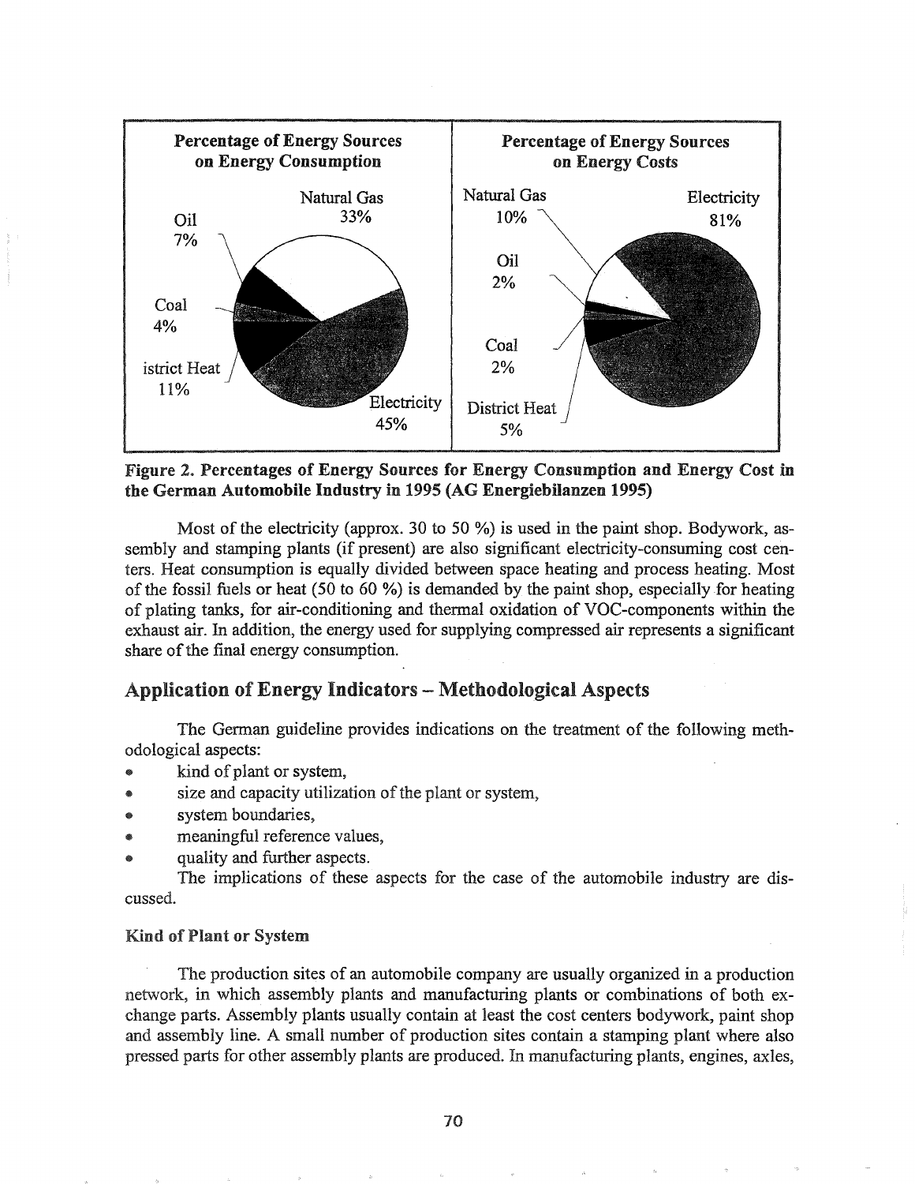**Figure 2. Percentages of Energy Sources for Energy Consumption and Energy Cost in the German Automobile Industry in 1995 (AG Energiebilanzen 1995)**

Most of the electricity (approx. 30 to 50 %) is used in the paint shop. Bodywork, assembly and stamping plants (if present) are also significant electricity-consuming cost centers. Heat consumption is equally divided between space heating and process heating. Most of the fossil fuels or heat (50 to 60 %) is demanded by the paint shop, especially for heating of plating tanks, for air-conditioning and thermal oxidation of VOC-components within the exhaust air. In addition, the energy used for supplying compressed air represents a significant share of the final energy consumption.

## Application of Energy Indicators – Methodological Aspects

The German guideline provides indications on the treatment of the following methodological aspects:

- kind of plant or system,
- size and capacity utilization of the plant or system,
- system boundaries,
- meaningful reference values,
- quality and further aspects.

The implications of these aspects for the case of the automobile industry are discussed.

### Kind of Plant or System

The production sites of an automobile company are usually organized in a production network, in which assembly plants and manufacturing plants or combinations of both exchange parts. Assembly plants usually contain at least the cost centers bodywork, paint shop and assembly line. A small number of production sites contain a stamping plant where also pressed parts for other assembly plants are produced. In manufacturing plants, engines, axles,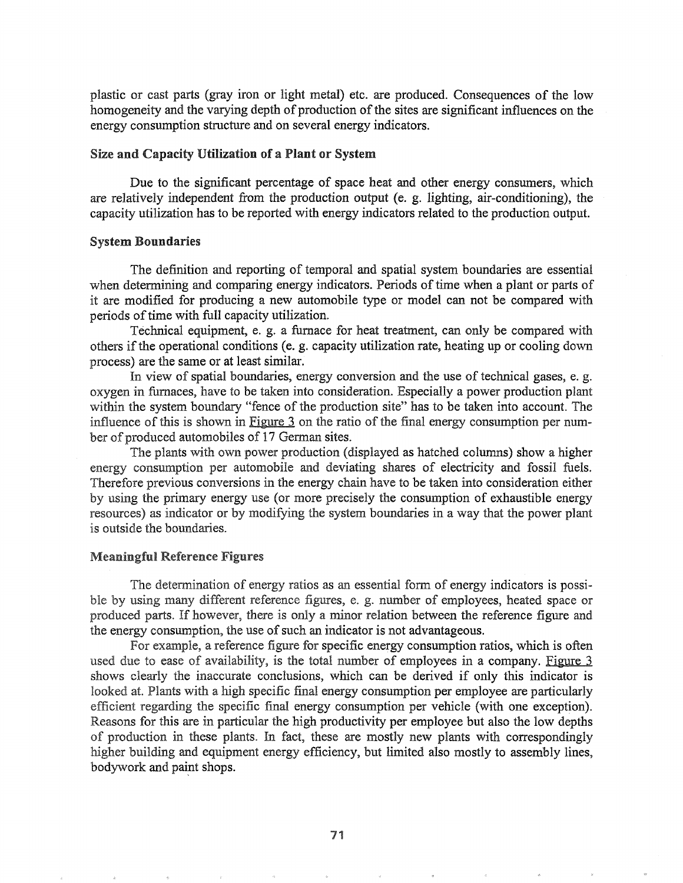plastic or cast parts (gray iron or light metal) etc. are produced. Consequences of the low homogeneity and the varying depth of production of the sites are significant influences on the energy consumption structure and on several energy indicators.

### Size and Capacity Utilization of a Plant or System

Due to the significant percentage of space heat and other energy consumers, which are relatively independent from the production output (e. g. lighting, air-conditioning), the capacity utilization has to be reported with energy indicators related to the production output.

### System Boundaries

The definition and reporting of temporal and spatial system boundaries are essential when determining and comparing energy indicators. Periods of time when a plant or parts of it are modified for producing a new automobile type or model can not be compared with periods of time with full capacity utilization.

Technical equipment, e. g. a furnace for heat treatment, can only be compared with others if the operational conditions (e. g. capacity utilization rate, heating up or cooling down process) are the same or at least similar.

In view of spatial boundaries, energy conversion and the use of technical gases, e. g. oxygen in furnaces, have to be taken into consideration. Especially a power production plant within the system boundary "fence of the production site" has to be taken into account. The influence of this is shown in Figure 3 on the ratio of the final energy consumption per number of produced automobiles of 17 German sites.

The plants with own power production (displayed as hatched columns) show a higher energy consumption per automobile and deviating shares of electricity and fossil fuels. Therefore previous conversions in the energy chain have to be taken into consideration either by using the primary energy use (or more precisely the consumption of exhaustible energy resources) as indicator or by modifying the system boundaries in a way that the power plant is outside the boundaries.

### Meaningful Reference Figures

The determination of energy ratios as an essential form of energy indicators is possible by using many different reference figures, e. g. number of employees, heated space or produced parts. If however, there is only a minor relation between the reference figure and the energy consumption, the use of such an indicator is not advantageous.

For example, a reference figure for specific energy consumption ratios, which is often used due to ease of availability, is the total number of employees in a company. Figure 3 shows clearly the inaccurate conclusions, which can be derived if only this indicator is looked at. Plants with a high specific final energy consumption per employee are particularly efficient regarding the specific final energy consumption per vehicle (with one exception). Reasons for this are in particular the high productivity per employee but also the low depths of production in these plants. In fact, these are mostly new plants with correspondingly higher building and equipment energy efficiency, but limited also mostly to assembly lines, bodywork and paint shops.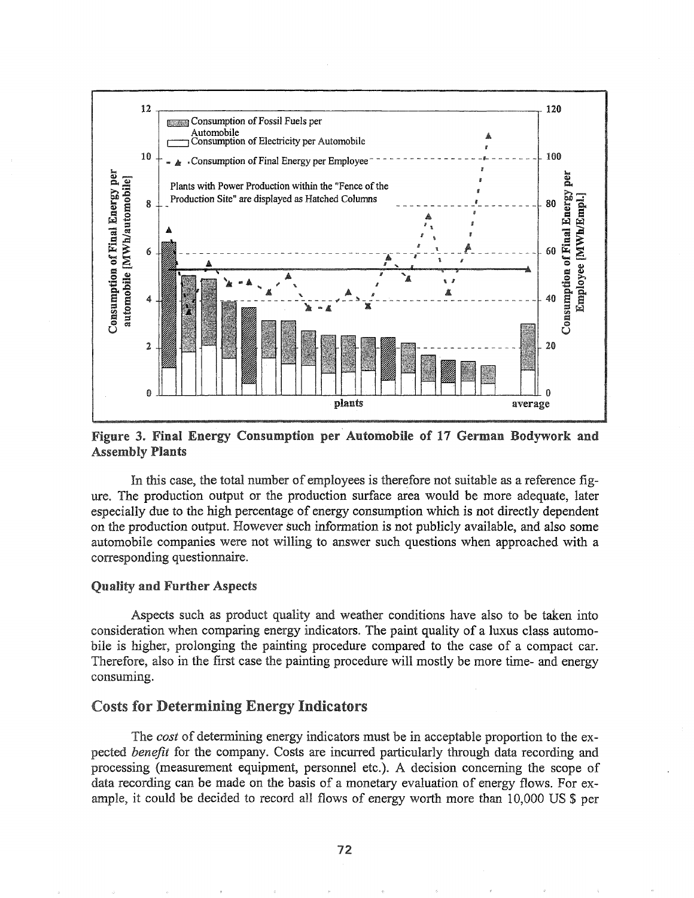**Figure 3. Final Energy Consumption per Automobile of 17 German Bodywork and Assembly Plants**

In this case, the total number of employees is therefore not suitable as a reference figure. The production output or the production surface area would be more adequate, later especially due to the high percentage of energy consumption which is not directly dependent on the production output. However such information is not publicly available, and also some automobile companies were not willing to answer such questions when approached with a corresponding questionnaire.

### Quality and Further Aspects

Aspects such as product quality and weather conditions have also to be taken into consideration when comparing energy indicators. The paint quality of a luxus class automobile is higher, prolonging the painting procedure compared to the case of a compact car. Therefore, also in the first case the painting procedure will mostly be more time- and energy consuming.

## Costs for Determining Energy Indicators

The *cost* of determining energy indicators must be in acceptable proportion to the expected *benefit* for the company. Costs are incurred particularly through data recording and processing (measurement equipment, personnel etc.). A decision concerning the scope of data recording can be made on the basis of a monetary evaluation of energy flows. For example, it could be decided to record all flows of energy worth more than 10,000 US $ per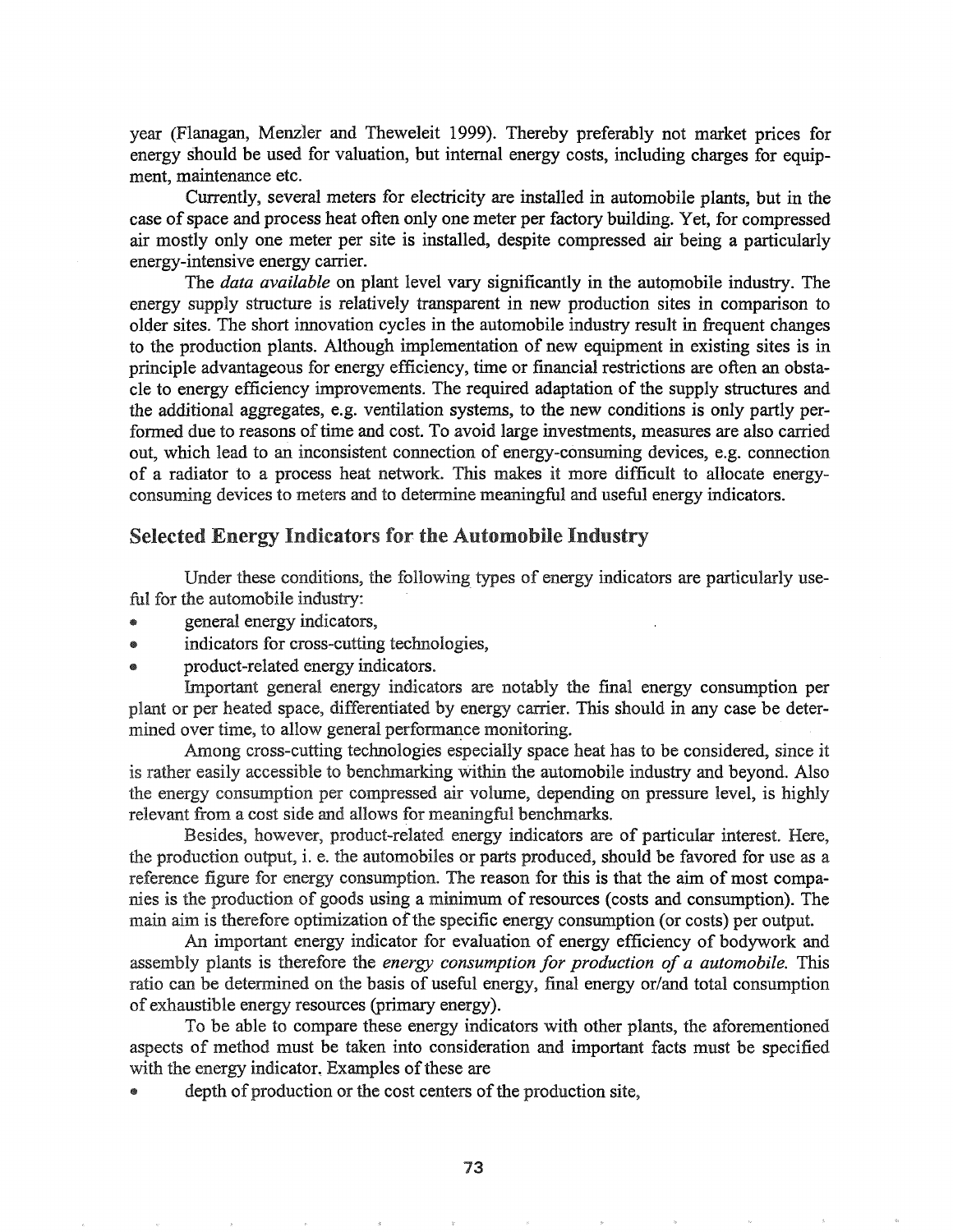year (Flanagan, Menzler and Theweleit 1999). Thereby preferably not market prices for energy should be used for valuation, but internal energy costs, including charges for equipment, maintenance etc.

Currently, several meters for electricity are installed in automobile plants, but in the case of space and process heat often only one meter per factory building. Yet, for compressed air mostly only one meter per site is installed, despite compressed air being a particularly energy-intensive energy carrier.

The *data available* on plant level vary significantly in the automobile industry. The energy supply structure is relatively transparent in new production sites in comparison to older sites. The short innovation cycles in the automobile industry result in frequent changes to the production plants. Although implementation of new equipment in existing sites is in principle advantageous for energy efficiency, time or financial restrictions are often an obstacle to energy efficiency improvements. The required adaptation of the supply structures and the additional aggregates, e.g. ventilation systems, to the new conditions is only partly performed due to reasons of time and cost. To avoid large investments, measures are also carried out, which lead to an inconsistent connection of energy-consuming devices, e.g. connection of a radiator to a process heat network. This makes it more difficult to allocate energy-consuming devices to meters and to determine meaningful and useful energy indicators.

## Selected Energy Indicators for the Automobile Industry

Under these conditions, the following types of energy indicators are particularly useful for the automobile industry:

- general energy indicators,
- indicators for cross-cutting technologies,
- product-related energy indicators.

Important general energy indicators are notably the final energy consumption per plant or per heated space, differentiated by energy carrier. This should in any case be determined over time, to allow general performance monitoring.

Among cross-cutting technologies especially space heat has to be considered, since it is rather easily accessible to benchmarking within the automobile industry and beyond. Also the energy consumption per compressed air volume, depending on pressure level, is highly relevant from a cost side and allows for meaningful benchmarks.

Besides, however, product-related energy indicators are of particular interest. Here, the production output, i. e. the automobiles or parts produced, should be favored for use as a reference figure for energy consumption. The reason for this is that the aim of most companies is the production of goods using a minimum of resources (costs and consumption). The main aim is therefore optimization of the specific energy consumption (or costs) per output.

An important energy indicator for evaluation of energy efficiency of bodywork and assembly plants is therefore the *energy consumption for production of a automobile.* This ratio can be determined on the basis of useful energy, final energy or/and total consumption of exhaustible energy resources (primary energy).

To be able to compare these energy indicators with other plants, the aforementioned aspects of method must be taken into consideration and important facts must be specified with the energy indicator. Examples of these are

- depth of production or the cost centers of the production site,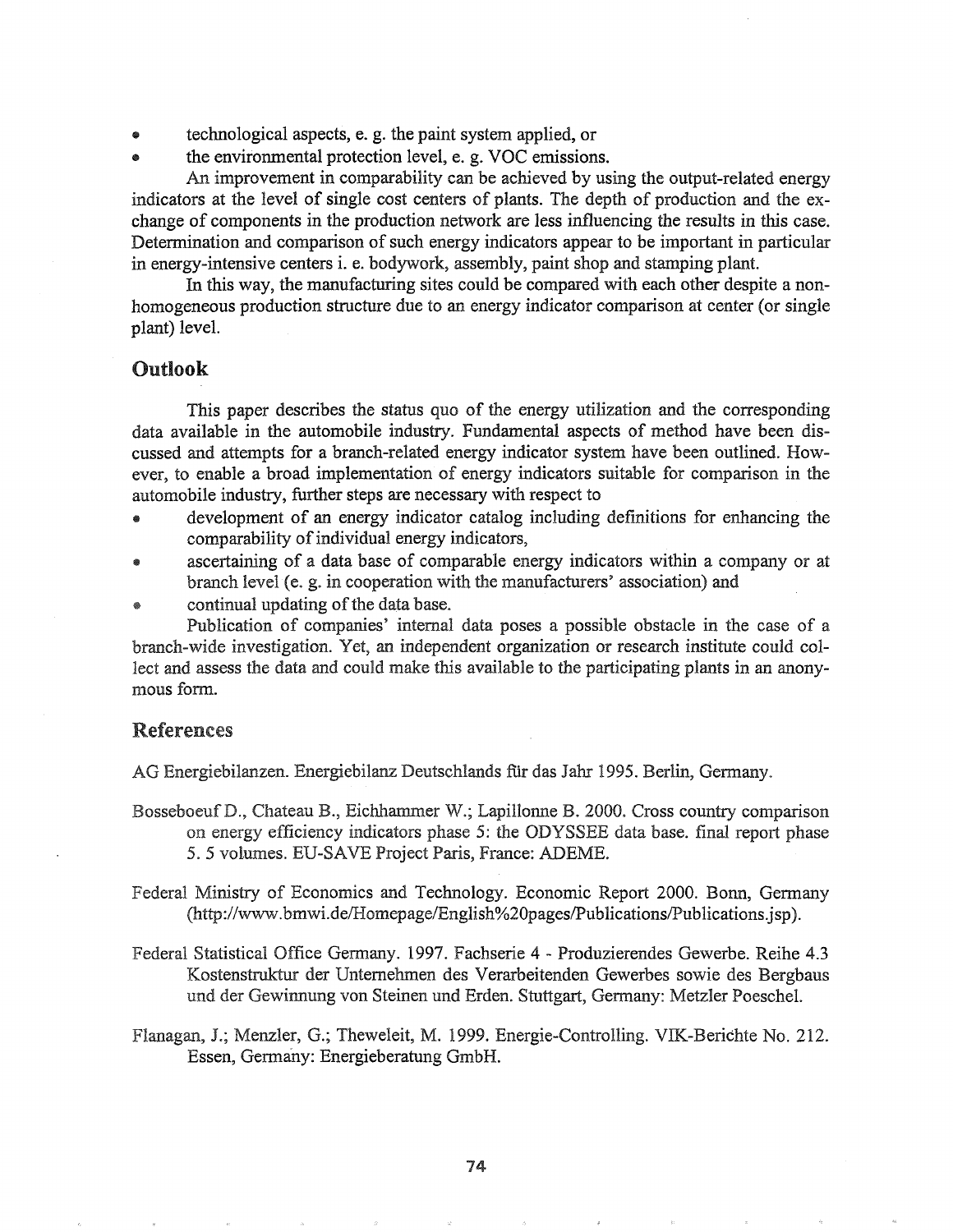- technological aspects, e. g. the paint system applied, or
- the environmental protection level, e. g. VOC emissions.

An improvement in comparability can be achieved by using the output-related energy indicators at the level of single cost centers of plants. The depth of production and the exchange of components in the production network are less influencing the results in this case. Determination and comparison of such energy indicators appear to be important in particular in energy-intensive centers i. e. bodywork, assembly, paint shop and stamping plant.

In this way, the manufacturing sites could be compared with each other despite a non-homogeneous production structure due to an energy indicator comparison at center (or single plant) level.

## Outlook

This paper describes the status quo of the energy utilization and the corresponding data available in the automobile industry. Fundamental aspects of method have been discussed and attempts for a branch-related energy indicator system have been outlined. However, to enable a broad implementation of energy indicators suitable for comparison in the automobile industry, further steps are necessary with respect to

- development of an energy indicator catalog including definitions for enhancing the comparability of individual energy indicators,
- ascertaining of a data base of comparable energy indicators within a company or at branch level (e. g. in cooperation with the manufacturers' association) and
- continual updating of the data base.

Publication of companies' internal data poses a possible obstacle in the case of a branch-wide investigation. Yet, an independent organization or research institute could collect and assess the data and could make this available to the participating plants in an anonymous form.

## References

AG Energiebilanzen. Energiebilanz Deutschlands für das Jahr 1995. Berlin, Germany.

Bosseboeuf D., Chateau B., Eichhammer W.; Lapillonne B. 2000. Cross country comparison on energy efficiency indicators phase 5: the ODYSSEE data base. final report phase 5. 5 volumes. EU-SAVE Project Paris, France: ADEME.

Federal Ministry of Economics and Technology. Economic Report 2000. Bonn, Germany (http://www.bmwi.de/Homepage/English%20pages/Publications/Publications.jsp).

Federal Statistical Office Germany. 1997. Fachserie 4 - Produzierendes Gewerbe. Reihe 4.3 Kostenstruktur der Unternehmen des Verarbeitenden Gewerbes sowie des Bergbaus und der Gewinnung von Steinen und Erden. Stuttgart, Germany: Metzler Poeschel.

Flanagan, J.; Menzler, G.; Theweleit, M. 1999. Energie-Controlling. VIK-Berichte No. 212. Essen, Germany: Energieberatung GmbH.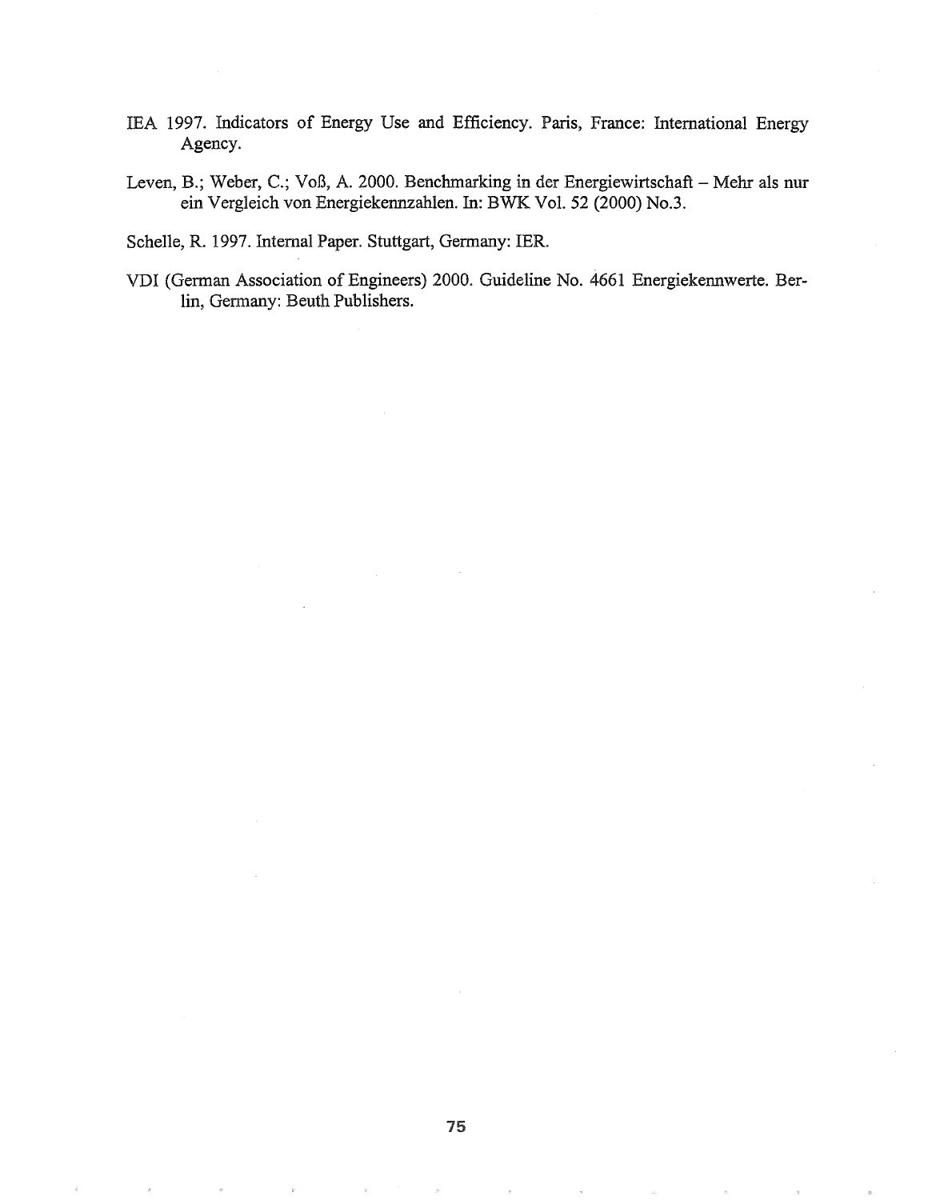IEA 1997. Indicators of Energy Use and Efficiency. Paris, France: International Energy Agency.

Leven, B.; Weber, C.; Voß, A. 2000. Benchmarking in der Energiewirtschaft – Mehr als nur ein Vergleich von Energiekennzahlen. In: BWK Vol. 52 (2000) No.3.

Schelle, R. 1997. Internal Paper. Stuttgart, Germany: IER.

VDI (German Association of Engineers) 2000. Guideline No. 4661 Energiekennwerte. Berlin, Germany: Beuth Publishers.